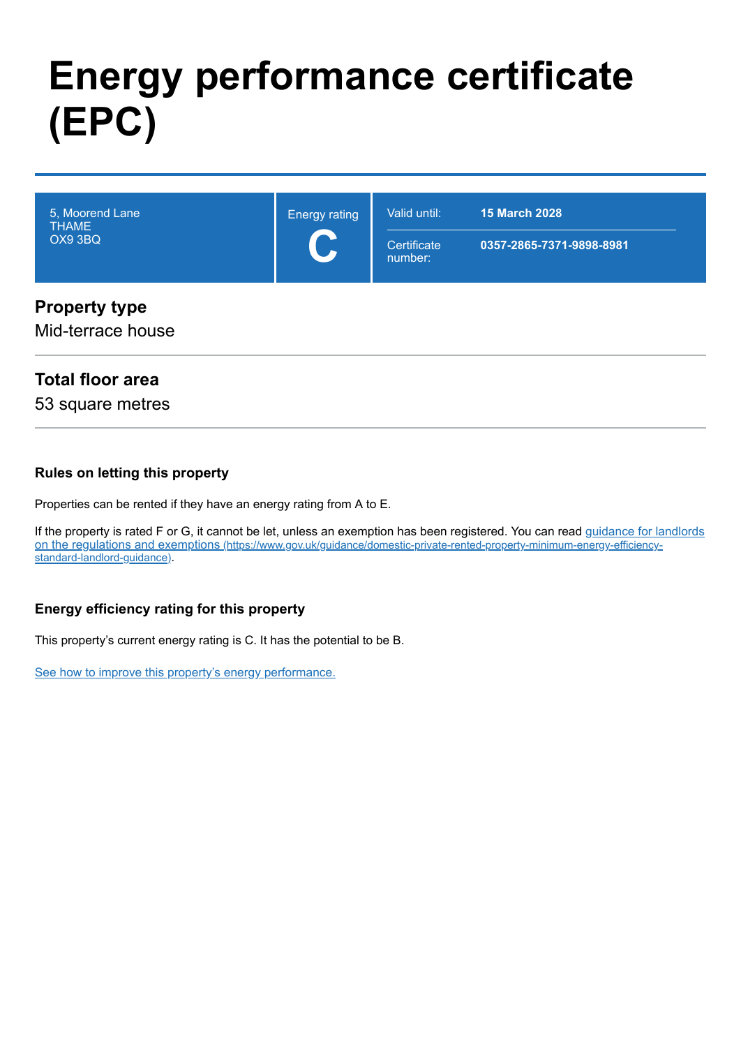# Energy performance certificate (EPC)

| | | |
|---|---|---|
| 5, Moorend Lane<br>THAME<br>OX9 3BQ | Energy rating<br>**C** | Valid until: **15 March 2028**<br>Certificate number: **0357-2865-7371-9898-8981** |

## Property type

Mid-terrace house

## Total floor area

53 square metres

### Rules on letting this property

Properties can be rented if they have an energy rating from A to E.

If the property is rated F or G, it cannot be let, unless an exemption has been registered. You can read [guidance for landlords on the regulations and exemptions](https://www.gov.uk/guidance/domestic-private-rented-property-minimum-energy-efficiency-standard-landlord-guidance) (https://www.gov.uk/guidance/domestic-private-rented-property-minimum-energy-efficiency-standard-landlord-guidance).

### Energy efficiency rating for this property

This property's current energy rating is C. It has the potential to be B.

See how to improve this property's energy performance.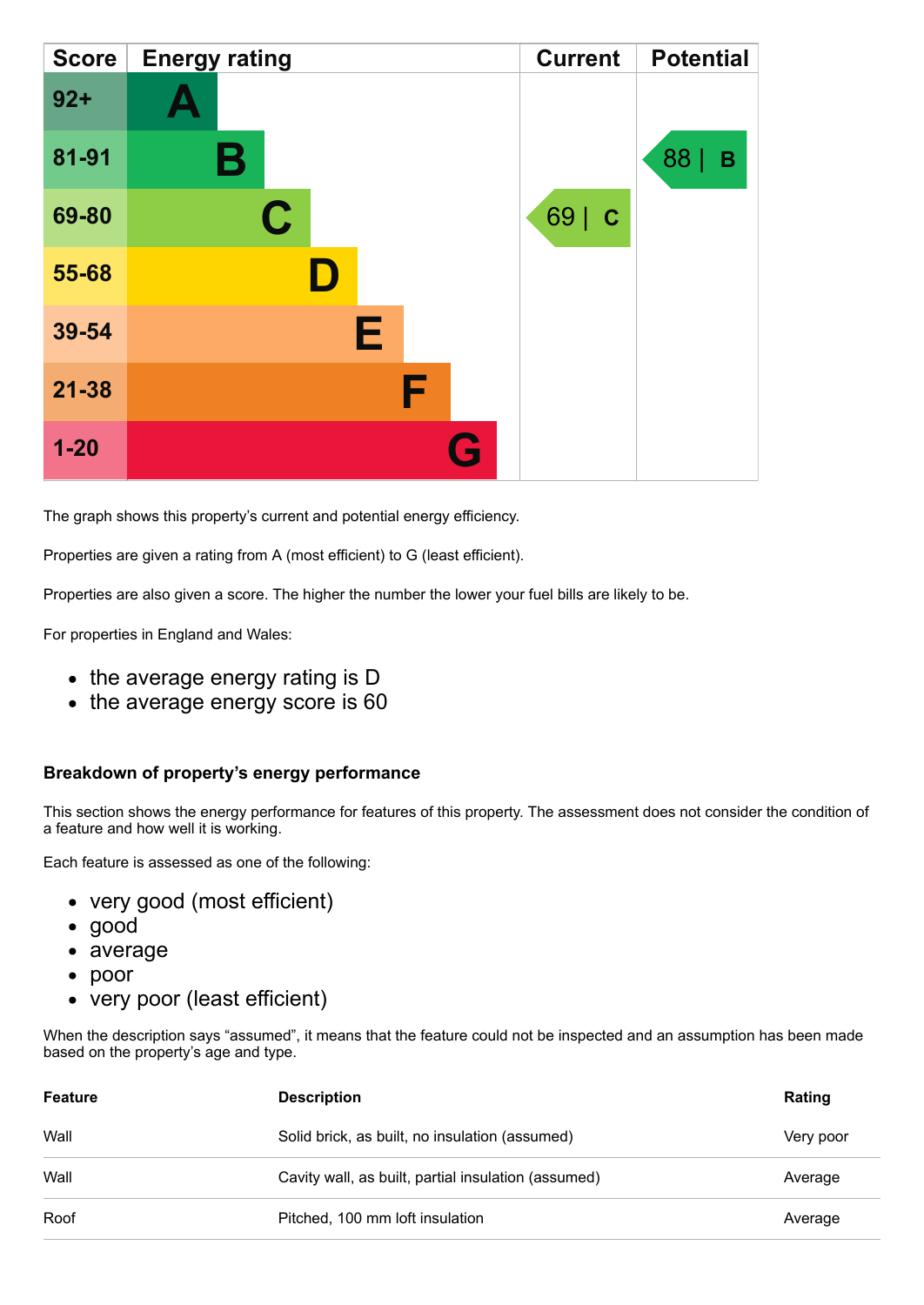Score | Energy rating | Current | Potential

92+ A

81-91 B

69-80 C

55-68 D

39-54 E

21-38 F

1-20 G

69 | C

88 | B

The graph shows this property's current and potential energy efficiency.

Properties are given a rating from A (most efficient) to G (least efficient).

Properties are also given a score. The higher the number the lower your fuel bills are likely to be.

For properties in England and Wales:

- the average energy rating is D
- the average energy score is 60

### Breakdown of property's energy performance

This section shows the energy performance for features of this property. The assessment does not consider the condition of a feature and how well it is working.

Each feature is assessed as one of the following:

- very good (most efficient)
- good
- average
- poor
- very poor (least efficient)

When the description says "assumed", it means that the feature could not be inspected and an assumption has been made based on the property's age and type.

| Feature | Description | Rating |
|---|---|---|
| Wall | Solid brick, as built, no insulation (assumed) | Very poor |
| Wall | Cavity wall, as built, partial insulation (assumed) | Average |
| Roof | Pitched, 100 mm loft insulation | Average |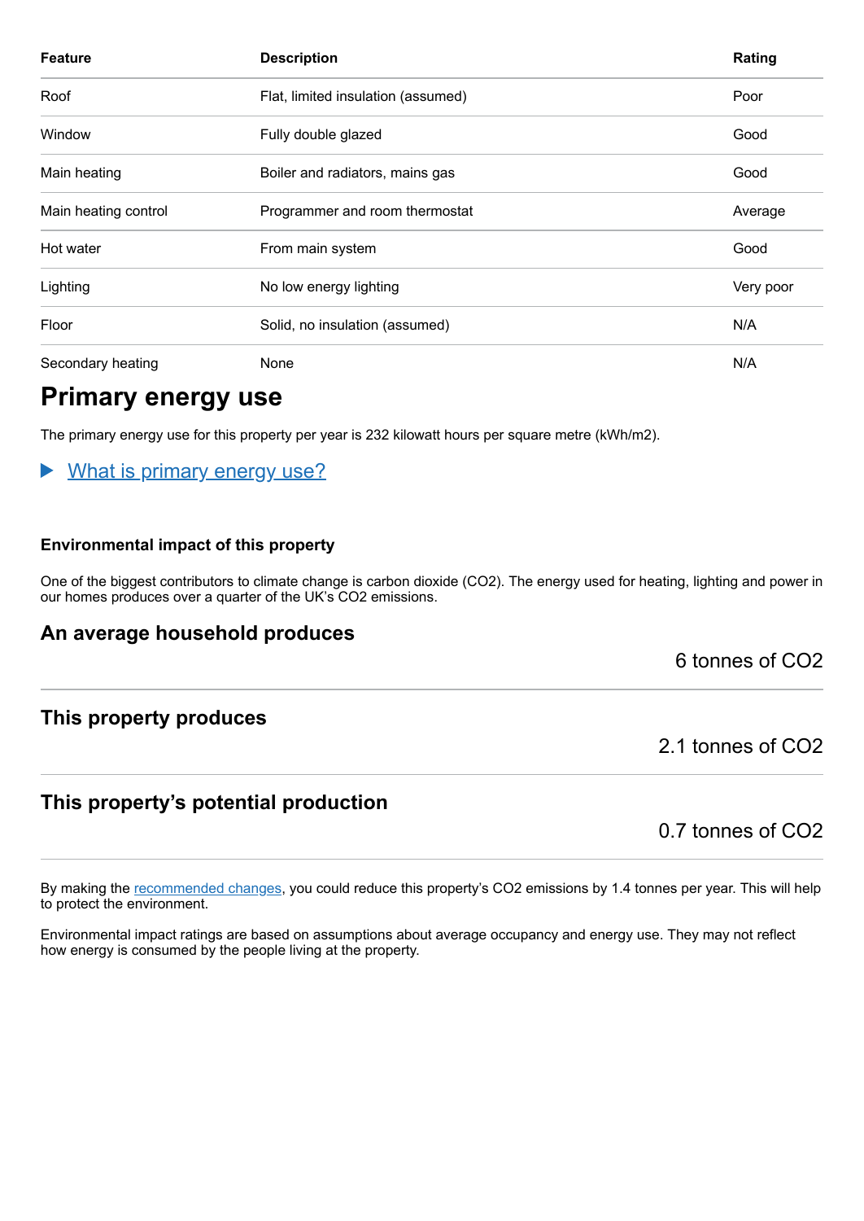| Feature | Description | Rating |
|---|---|---|
| Roof | Flat, limited insulation (assumed) | Poor |
| Window | Fully double glazed | Good |
| Main heating | Boiler and radiators, mains gas | Good |
| Main heating control | Programmer and room thermostat | Average |
| Hot water | From main system | Good |
| Lighting | No low energy lighting | Very poor |
| Floor | Solid, no insulation (assumed) | N/A |
| Secondary heating | None | N/A |

## Primary energy use

The primary energy use for this property per year is 232 kilowatt hours per square metre (kWh/m2).

▶ What is primary energy use?

#### Environmental impact of this property

One of the biggest contributors to climate change is carbon dioxide ($CO_2$). The energy used for heating, lighting and power in our homes produces over a quarter of the UK's $CO_2$ emissions.

### An average household produces

6 tonnes of $CO_2$

### This property produces

2.1 tonnes of $CO_2$

### This property's potential production

0.7 tonnes of $CO_2$

By making the recommended changes, you could reduce this property's $CO_2$ emissions by 1.4 tonnes per year. This will help to protect the environment.

Environmental impact ratings are based on assumptions about average occupancy and energy use. They may not reflect how energy is consumed by the people living at the property.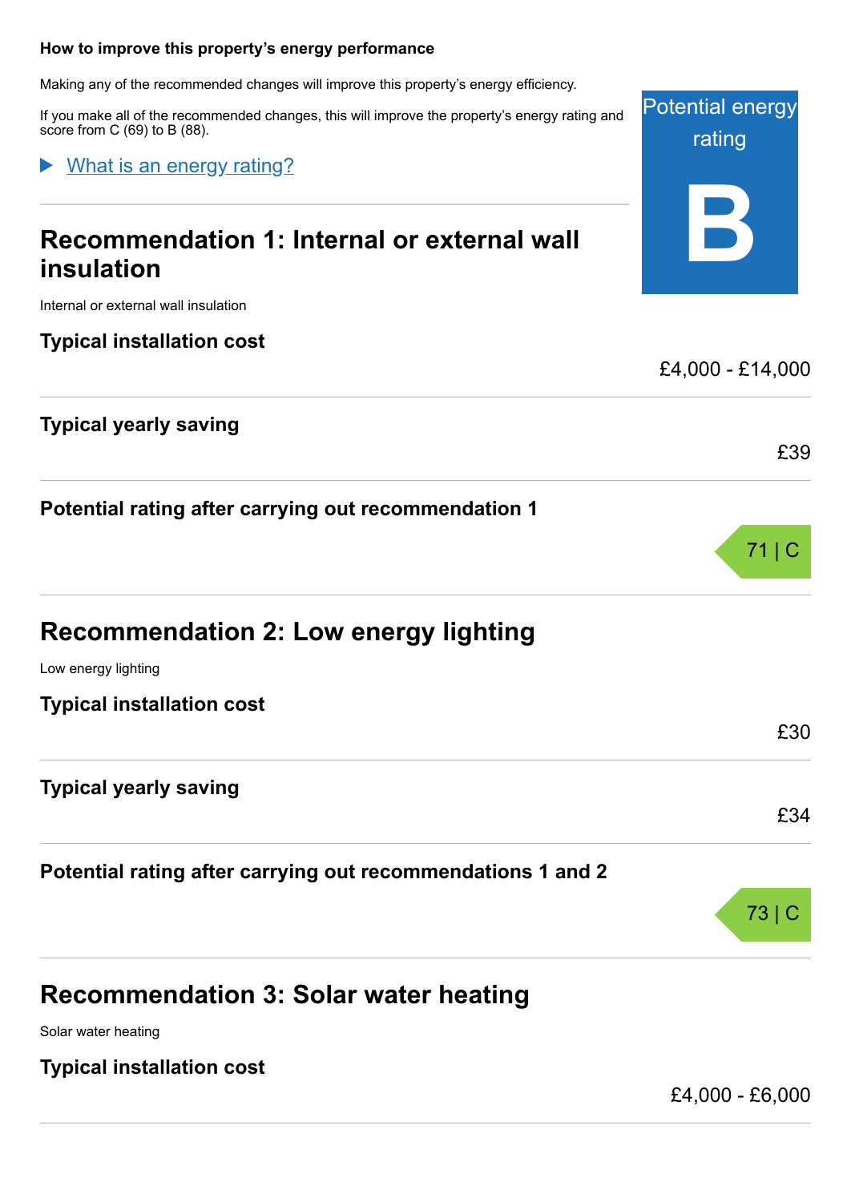### How to improve this property's energy performance

Making any of the recommended changes will improve this property's energy efficiency.

If you make all of the recommended changes, this will improve the property's energy rating and score from C (69) to B (88).

Potential energy rating

**B**

▶ What is an energy rating?

## Recommendation 1: Internal or external wall insulation

Internal or external wall insulation

| | |
|---|---|
| **Typical installation cost** | £4,000 - £14,000 |
| **Typical yearly saving** | £39 |
| **Potential rating after carrying out recommendation 1** | 71 \| C |

## Recommendation 2: Low energy lighting

Low energy lighting

| | |
|---|---|
| **Typical installation cost** | £30 |
| **Typical yearly saving** | £34 |
| **Potential rating after carrying out recommendations 1 and 2** | 73 \| C |

## Recommendation 3: Solar water heating

Solar water heating

| | |
|---|---|
| **Typical installation cost** | £4,000 - £6,000 |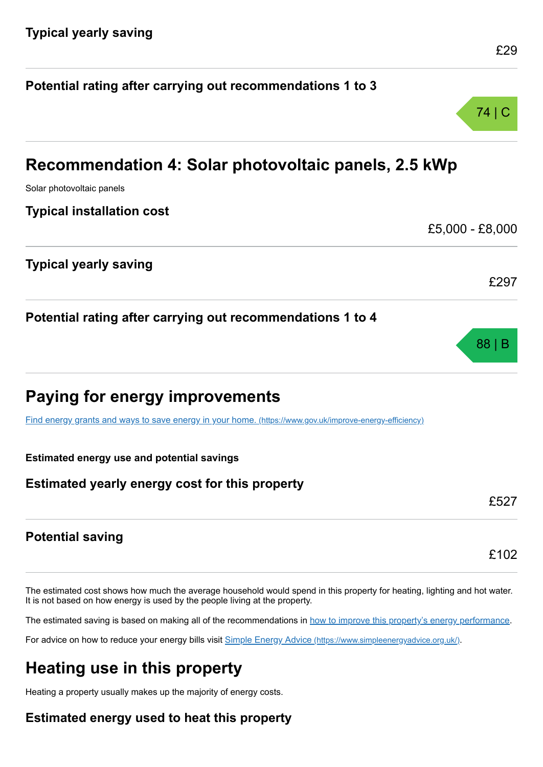### Typical yearly saving

£29

### Potential rating after carrying out recommendations 1 to 3

74 | C

## Recommendation 4: Solar photovoltaic panels, 2.5 kWp

Solar photovoltaic panels

### Typical installation cost

£5,000 - £8,000

### Typical yearly saving

£297

### Potential rating after carrying out recommendations 1 to 4

88 | B

## Paying for energy improvements

[Find energy grants and ways to save energy in your home. (https://www.gov.uk/improve-energy-efficiency)](https://www.gov.uk/improve-energy-efficiency)

**Estimated energy use and potential savings**

### Estimated yearly energy cost for this property

£527

### Potential saving

£102

The estimated cost shows how much the average household would spend in this property for heating, lighting and hot water. It is not based on how energy is used by the people living at the property.

The estimated saving is based on making all of the recommendations in how to improve this property's energy performance.

For advice on how to reduce your energy bills visit [Simple Energy Advice (https://www.simpleenergyadvice.org.uk/)](https://www.simpleenergyadvice.org.uk/).

## Heating use in this property

Heating a property usually makes up the majority of energy costs.

### Estimated energy used to heat this property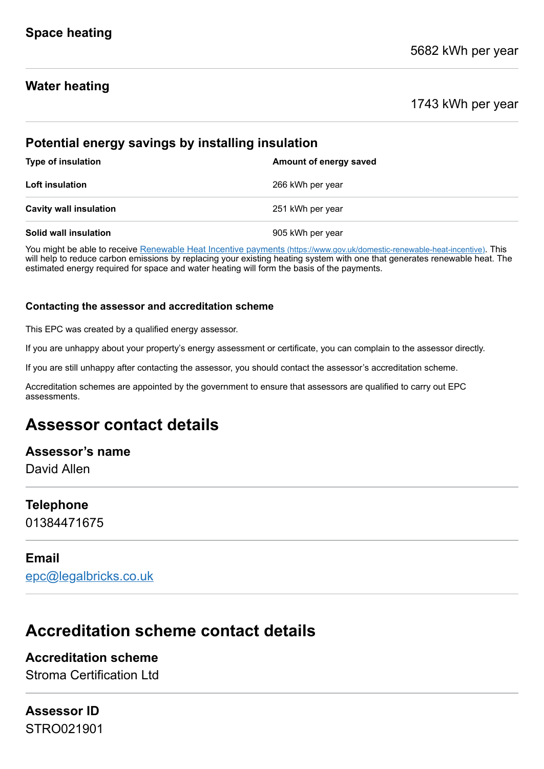### Space heating

5682 kWh per year

### Water heating

1743 kWh per year

### Potential energy savings by installing insulation

| Type of insulation | Amount of energy saved |
| --- | --- |
| **Loft insulation** | 266 kWh per year |
| **Cavity wall insulation** | 251 kWh per year |
| **Solid wall insulation** | 905 kWh per year |

You might be able to receive [Renewable Heat Incentive payments (https://www.gov.uk/domestic-renewable-heat-incentive)](https://www.gov.uk/domestic-renewable-heat-incentive). This will help to reduce carbon emissions by replacing your existing heating system with one that generates renewable heat. The estimated energy required for space and water heating will form the basis of the payments.

#### Contacting the assessor and accreditation scheme

This EPC was created by a qualified energy assessor.

If you are unhappy about your property's energy assessment or certificate, you can complain to the assessor directly.

If you are still unhappy after contacting the assessor, you should contact the assessor's accreditation scheme.

Accreditation schemes are appointed by the government to ensure that assessors are qualified to carry out EPC assessments.

## Assessor contact details

### Assessor's name

David Allen

### Telephone

01384471675

### Email

[epc@legalbricks.co.uk](mailto:epc@legalbricks.co.uk)

## Accreditation scheme contact details

### Accreditation scheme

Stroma Certification Ltd

### Assessor ID

STRO021901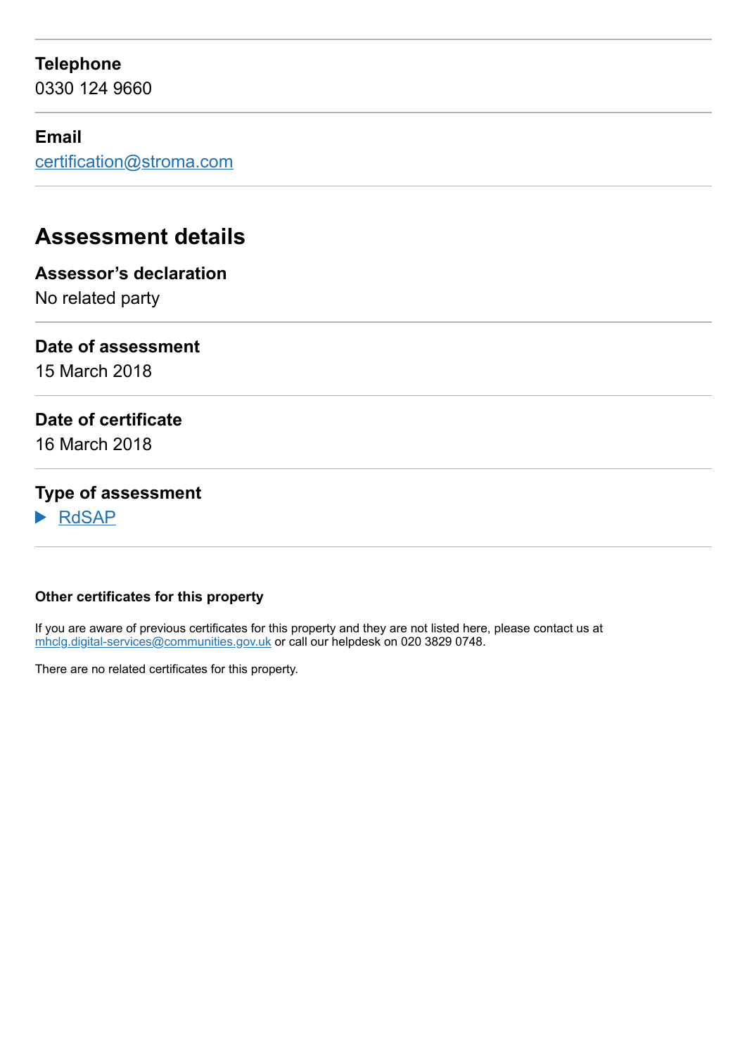**Telephone**
0330 124 9660

**Email**
certification@stroma.com

## Assessment details

**Assessor's declaration**
No related party

**Date of assessment**
15 March 2018

**Date of certificate**
16 March 2018

**Type of assessment**
▶ RdSAP

### Other certificates for this property

If you are aware of previous certificates for this property and they are not listed here, please contact us at mhclg.digital-services@communities.gov.uk or call our helpdesk on 020 3829 0748.

There are no related certificates for this property.